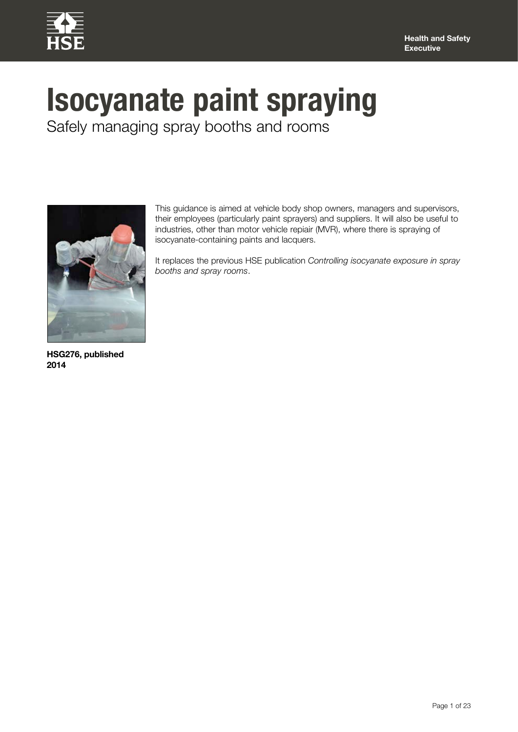Health and Safety Executive

# Isocyanate paint spraying

## Safely managing spray booths and rooms

This guidance is aimed at vehicle body shop owners, managers and supervisors, their employees (particularly paint sprayers) and suppliers. It will also be useful to industries, other than motor vehicle repiair (MVR), where there is spraying of isocyanate-containing paints and lacquers.

It replaces the previous HSE publication *Controlling isocyanate exposure in spray booths and spray rooms*.

**HSG276, published 2014**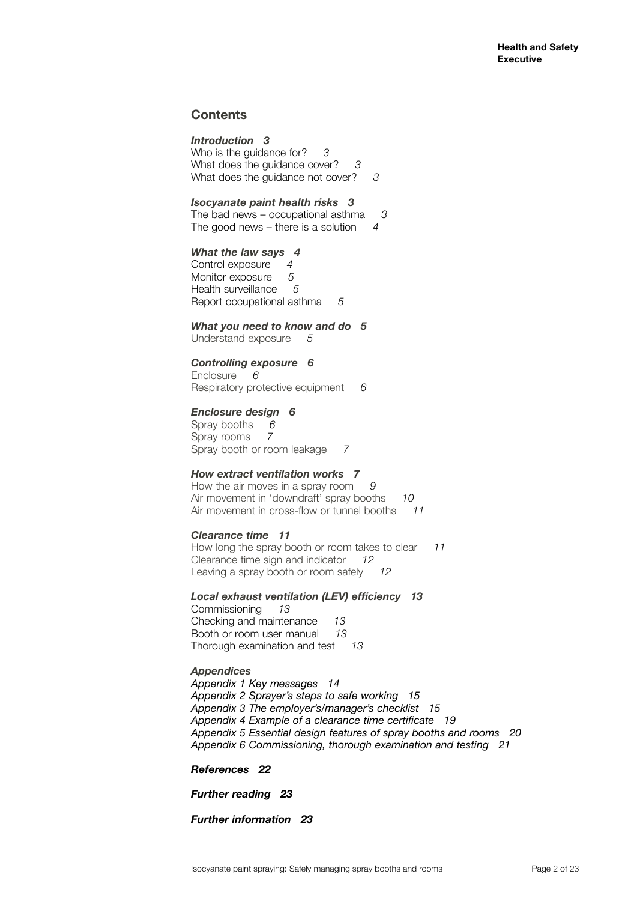## Contents

***Introduction 3***

Who is the guidance for? *3*
What does the guidance cover? *3*
What does the guidance not cover? *3*

***Isocyanate paint health risks 3***

The bad news – occupational asthma *3*
The good news – there is a solution *4*

***What the law says 4***

Control exposure *4*
Monitor exposure *5*
Health surveillance *5*
Report occupational asthma *5*

***What you need to know and do 5***

Understand exposure *5*

***Controlling exposure 6***

Enclosure *6*
Respiratory protective equipment *6*

***Enclosure design 6***

Spray booths *6*
Spray rooms *7*
Spray booth or room leakage *7*

***How extract ventilation works 7***

How the air moves in a spray room *9*
Air movement in 'downdraft' spray booths *10*
Air movement in cross-flow or tunnel booths *11*

***Clearance time 11***

How long the spray booth or room takes to clear *11*
Clearance time sign and indicator *12*
Leaving a spray booth or room safely *12*

***Local exhaust ventilation (LEV) efficiency 13***

Commissioning *13*
Checking and maintenance *13*
Booth or room user manual *13*
Thorough examination and test *13*

***Appendices***

*Appendix 1 Key messages 14*
*Appendix 2 Sprayer's steps to safe working 15*
*Appendix 3 The employer's/manager's checklist 15*
*Appendix 4 Example of a clearance time certificate 19*
*Appendix 5 Essential design features of spray booths and rooms 20*
*Appendix 6 Commissioning, thorough examination and testing 21*

***References 22***

***Further reading 23***

***Further information 23***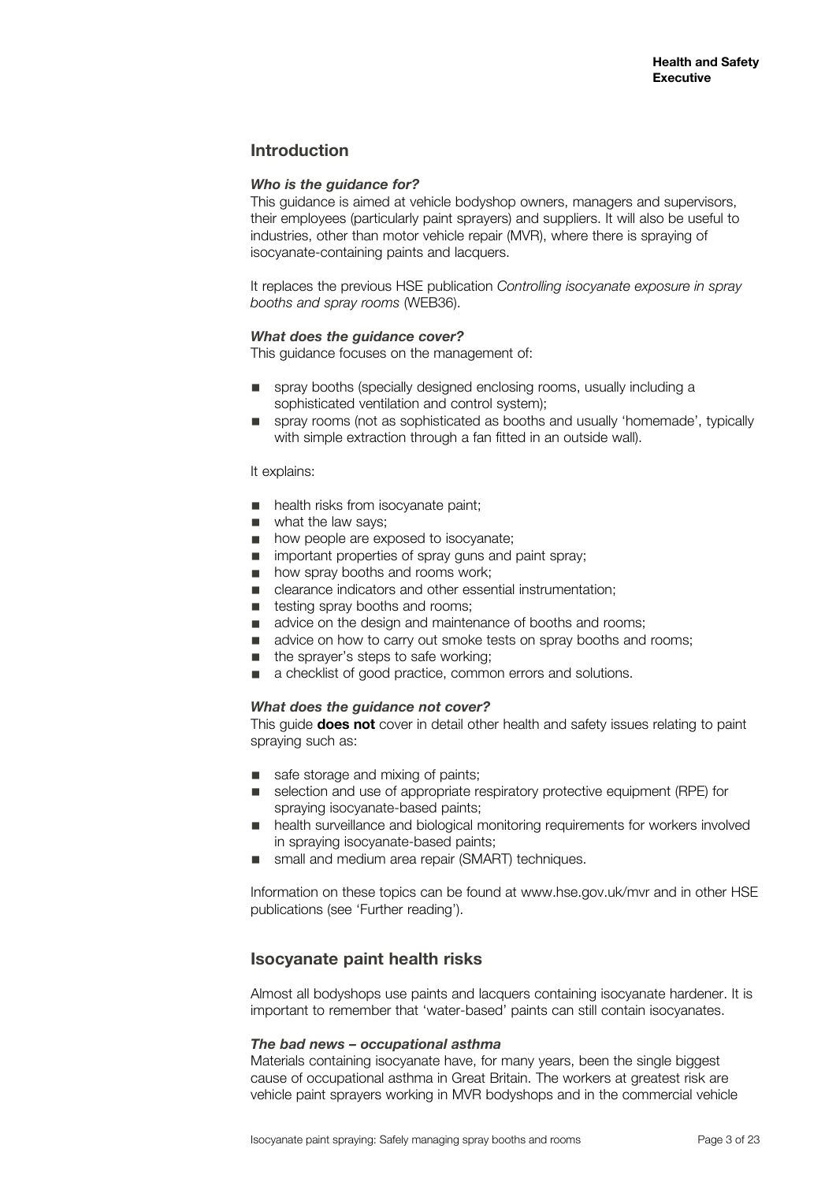## Introduction

### *Who is the guidance for?*

This guidance is aimed at vehicle bodyshop owners, managers and supervisors, their employees (particularly paint sprayers) and suppliers. It will also be useful to industries, other than motor vehicle repair (MVR), where there is spraying of isocyanate-containing paints and lacquers.

It replaces the previous HSE publication *Controlling isocyanate exposure in spray booths and spray rooms* (WEB36).

### *What does the guidance cover?*

This guidance focuses on the management of:

- spray booths (specially designed enclosing rooms, usually including a sophisticated ventilation and control system);
- spray rooms (not as sophisticated as booths and usually 'homemade', typically with simple extraction through a fan fitted in an outside wall).

It explains:

- health risks from isocyanate paint;
- what the law says;
- how people are exposed to isocyanate;
- important properties of spray guns and paint spray;
- how spray booths and rooms work;
- clearance indicators and other essential instrumentation;
- testing spray booths and rooms;
- advice on the design and maintenance of booths and rooms;
- advice on how to carry out smoke tests on spray booths and rooms;
- the sprayer's steps to safe working;
- a checklist of good practice, common errors and solutions.

### *What does the guidance not cover?*

This guide **does not** cover in detail other health and safety issues relating to paint spraying such as:

- safe storage and mixing of paints;
- selection and use of appropriate respiratory protective equipment (RPE) for spraying isocyanate-based paints;
- health surveillance and biological monitoring requirements for workers involved in spraying isocyanate-based paints;
- small and medium area repair (SMART) techniques.

Information on these topics can be found at www.hse.gov.uk/mvr and in other HSE publications (see 'Further reading').

## Isocyanate paint health risks

Almost all bodyshops use paints and lacquers containing isocyanate hardener. It is important to remember that 'water-based' paints can still contain isocyanates.

### *The bad news – occupational asthma*

Materials containing isocyanate have, for many years, been the single biggest cause of occupational asthma in Great Britain. The workers at greatest risk are vehicle paint sprayers working in MVR bodyshops and in the commercial vehicle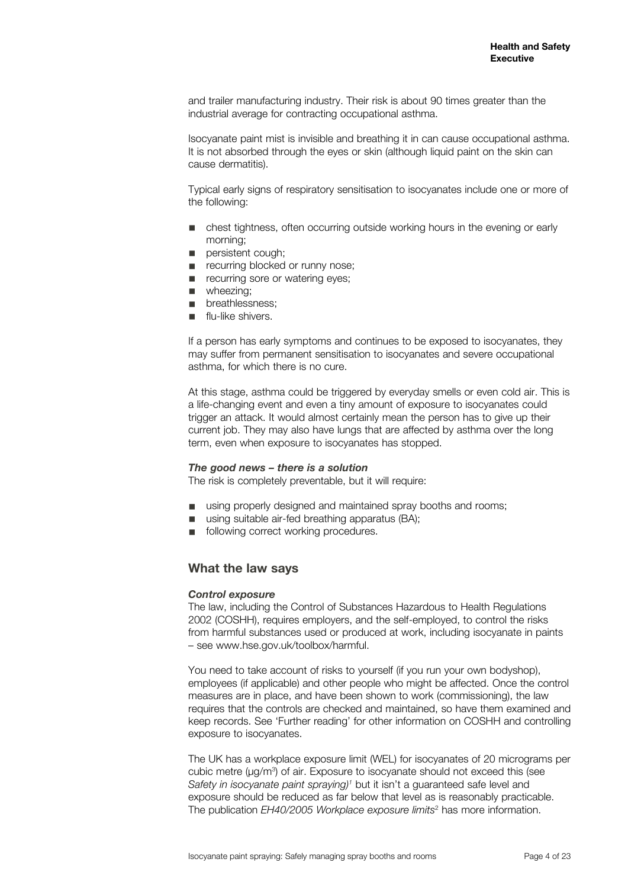and trailer manufacturing industry. Their risk is about 90 times greater than the industrial average for contracting occupational asthma.

Isocyanate paint mist is invisible and breathing it in can cause occupational asthma. It is not absorbed through the eyes or skin (although liquid paint on the skin can cause dermatitis).

Typical early signs of respiratory sensitisation to isocyanates include one or more of the following:

- chest tightness, often occurring outside working hours in the evening or early morning;
- persistent cough;
- recurring blocked or runny nose;
- recurring sore or watering eyes;
- wheezing;
- breathlessness;
- flu-like shivers.

If a person has early symptoms and continues to be exposed to isocyanates, they may suffer from permanent sensitisation to isocyanates and severe occupational asthma, for which there is no cure.

At this stage, asthma could be triggered by everyday smells or even cold air. This is a life-changing event and even a tiny amount of exposure to isocyanates could trigger an attack. It would almost certainly mean the person has to give up their current job. They may also have lungs that are affected by asthma over the long term, even when exposure to isocyanates has stopped.

***The good news – there is a solution***

The risk is completely preventable, but it will require:

- using properly designed and maintained spray booths and rooms;
- using suitable air-fed breathing apparatus (BA);
- following correct working procedures.

## What the law says

***Control exposure***

The law, including the Control of Substances Hazardous to Health Regulations 2002 (COSHH), requires employers, and the self-employed, to control the risks from harmful substances used or produced at work, including isocyanate in paints – see www.hse.gov.uk/toolbox/harmful.

You need to take account of risks to yourself (if you run your own bodyshop), employees (if applicable) and other people who might be affected. Once the control measures are in place, and have been shown to work (commissioning), the law requires that the controls are checked and maintained, so have them examined and keep records. See 'Further reading' for other information on COSHH and controlling exposure to isocyanates.

The UK has a workplace exposure limit (WEL) for isocyanates of 20 micrograms per cubic metre ($\mu g/m^3$) of air. Exposure to isocyanate should not exceed this (see *Safety in isocyanate paint spraying)*[1] but it isn't a guaranteed safe level and exposure should be reduced as far below that level as is reasonably practicable. The publication *EH40/2005 Workplace exposure limits*[2] has more information.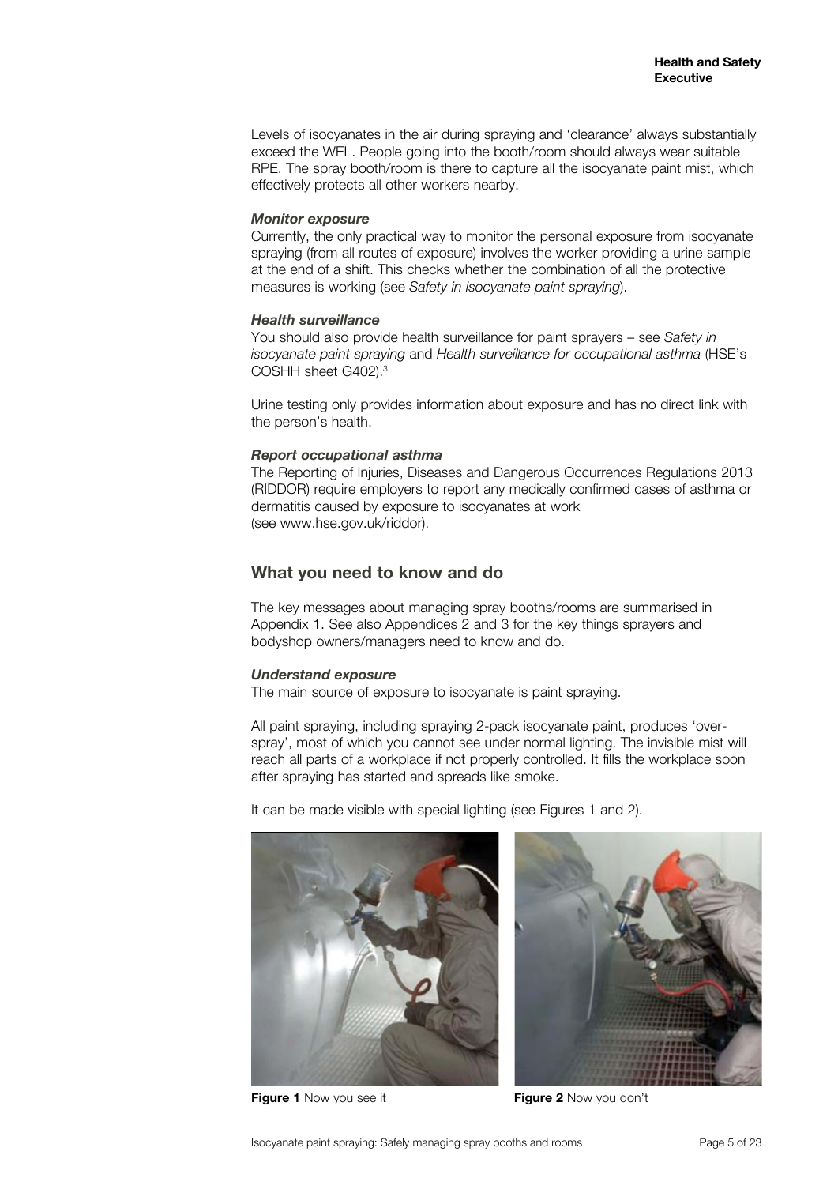Levels of isocyanates in the air during spraying and 'clearance' always substantially exceed the WEL. People going into the booth/room should always wear suitable RPE. The spray booth/room is there to capture all the isocyanate paint mist, which effectively protects all other workers nearby.

### *Monitor exposure*

Currently, the only practical way to monitor the personal exposure from isocyanate spraying (from all routes of exposure) involves the worker providing a urine sample at the end of a shift. This checks whether the combination of all the protective measures is working (see *Safety in isocyanate paint spraying*).

### *Health surveillance*

You should also provide health surveillance for paint sprayers – see *Safety in isocyanate paint spraying* and *Health surveillance for occupational asthma* (HSE's COSHH sheet G402).[3]

Urine testing only provides information about exposure and has no direct link with the person's health.

### *Report occupational asthma*

The Reporting of Injuries, Diseases and Dangerous Occurrences Regulations 2013 (RIDDOR) require employers to report any medically confirmed cases of asthma or dermatitis caused by exposure to isocyanates at work (see www.hse.gov.uk/riddor).

## What you need to know and do

The key messages about managing spray booths/rooms are summarised in Appendix 1. See also Appendices 2 and 3 for the key things sprayers and bodyshop owners/managers need to know and do.

### *Understand exposure*

The main source of exposure to isocyanate is paint spraying.

All paint spraying, including spraying 2-pack isocyanate paint, produces 'over-spray', most of which you cannot see under normal lighting. The invisible mist will reach all parts of a workplace if not properly controlled. It fills the workplace soon after spraying has started and spreads like smoke.

It can be made visible with special lighting (see Figures 1 and 2).

**Figure 1** Now you see it

**Figure 2** Now you don't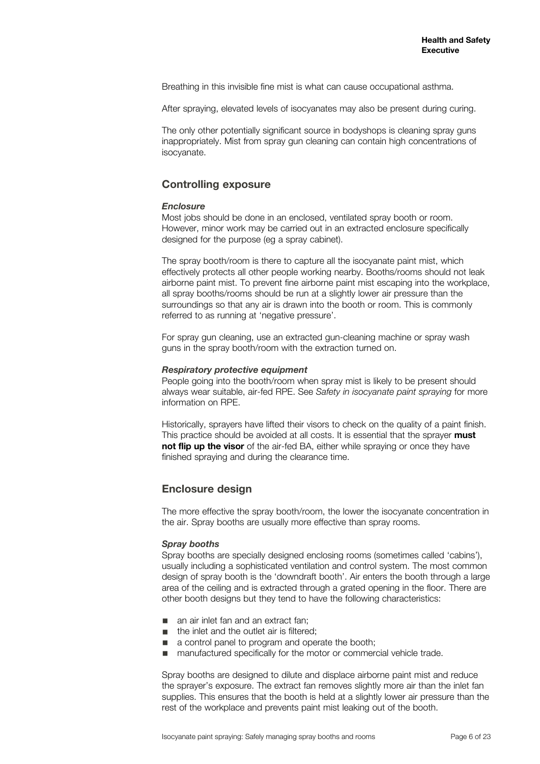Breathing in this invisible fine mist is what can cause occupational asthma.

After spraying, elevated levels of isocyanates may also be present during curing.

The only other potentially significant source in bodyshops is cleaning spray guns inappropriately. Mist from spray gun cleaning can contain high concentrations of isocyanate.

## Controlling exposure

### *Enclosure*

Most jobs should be done in an enclosed, ventilated spray booth or room. However, minor work may be carried out in an extracted enclosure specifically designed for the purpose (eg a spray cabinet).

The spray booth/room is there to capture all the isocyanate paint mist, which effectively protects all other people working nearby. Booths/rooms should not leak airborne paint mist. To prevent fine airborne paint mist escaping into the workplace, all spray booths/rooms should be run at a slightly lower air pressure than the surroundings so that any air is drawn into the booth or room. This is commonly referred to as running at 'negative pressure'.

For spray gun cleaning, use an extracted gun-cleaning machine or spray wash guns in the spray booth/room with the extraction turned on.

### *Respiratory protective equipment*

People going into the booth/room when spray mist is likely to be present should always wear suitable, air-fed RPE. See *Safety in isocyanate paint spraying* for more information on RPE.

Historically, sprayers have lifted their visors to check on the quality of a paint finish. This practice should be avoided at all costs. It is essential that the sprayer **must not flip up the visor** of the air-fed BA, either while spraying or once they have finished spraying and during the clearance time.

## Enclosure design

The more effective the spray booth/room, the lower the isocyanate concentration in the air. Spray booths are usually more effective than spray rooms.

### *Spray booths*

Spray booths are specially designed enclosing rooms (sometimes called 'cabins'), usually including a sophisticated ventilation and control system. The most common design of spray booth is the 'downdraft booth'. Air enters the booth through a large area of the ceiling and is extracted through a grated opening in the floor. There are other booth designs but they tend to have the following characteristics:

- an air inlet fan and an extract fan;
- the inlet and the outlet air is filtered;
- a control panel to program and operate the booth;
- manufactured specifically for the motor or commercial vehicle trade.

Spray booths are designed to dilute and displace airborne paint mist and reduce the sprayer's exposure. The extract fan removes slightly more air than the inlet fan supplies. This ensures that the booth is held at a slightly lower air pressure than the rest of the workplace and prevents paint mist leaking out of the booth.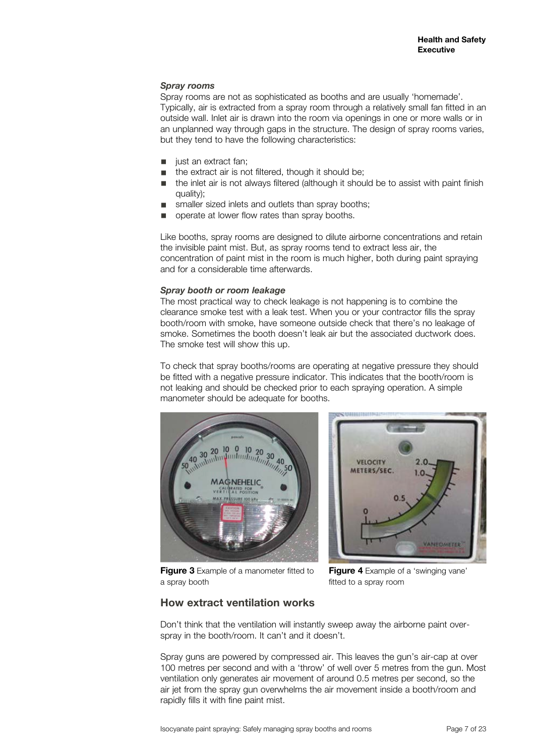### *Spray rooms*

Spray rooms are not as sophisticated as booths and are usually 'homemade'. Typically, air is extracted from a spray room through a relatively small fan fitted in an outside wall. Inlet air is drawn into the room via openings in one or more walls or in an unplanned way through gaps in the structure. The design of spray rooms varies, but they tend to have the following characteristics:

- just an extract fan;
- the extract air is not filtered, though it should be;
- the inlet air is not always filtered (although it should be to assist with paint finish quality);
- smaller sized inlets and outlets than spray booths;
- operate at lower flow rates than spray booths.

Like booths, spray rooms are designed to dilute airborne concentrations and retain the invisible paint mist. But, as spray rooms tend to extract less air, the concentration of paint mist in the room is much higher, both during paint spraying and for a considerable time afterwards.

### *Spray booth or room leakage*

The most practical way to check leakage is not happening is to combine the clearance smoke test with a leak test. When you or your contractor fills the spray booth/room with smoke, have someone outside check that there's no leakage of smoke. Sometimes the booth doesn't leak air but the associated ductwork does. The smoke test will show this up.

To check that spray booths/rooms are operating at negative pressure they should be fitted with a negative pressure indicator. This indicates that the booth/room is not leaking and should be checked prior to each spraying operation. A simple manometer should be adequate for booths.

**Figure 3** Example of a manometer fitted to a spray booth

**Figure 4** Example of a 'swinging vane' fitted to a spray room

## How extract ventilation works

Don't think that the ventilation will instantly sweep away the airborne paint over-spray in the booth/room. It can't and it doesn't.

Spray guns are powered by compressed air. This leaves the gun's air-cap at over 100 metres per second and with a 'throw' of well over 5 metres from the gun. Most ventilation only generates air movement of around 0.5 metres per second, so the air jet from the spray gun overwhelms the air movement inside a booth/room and rapidly fills it with fine paint mist.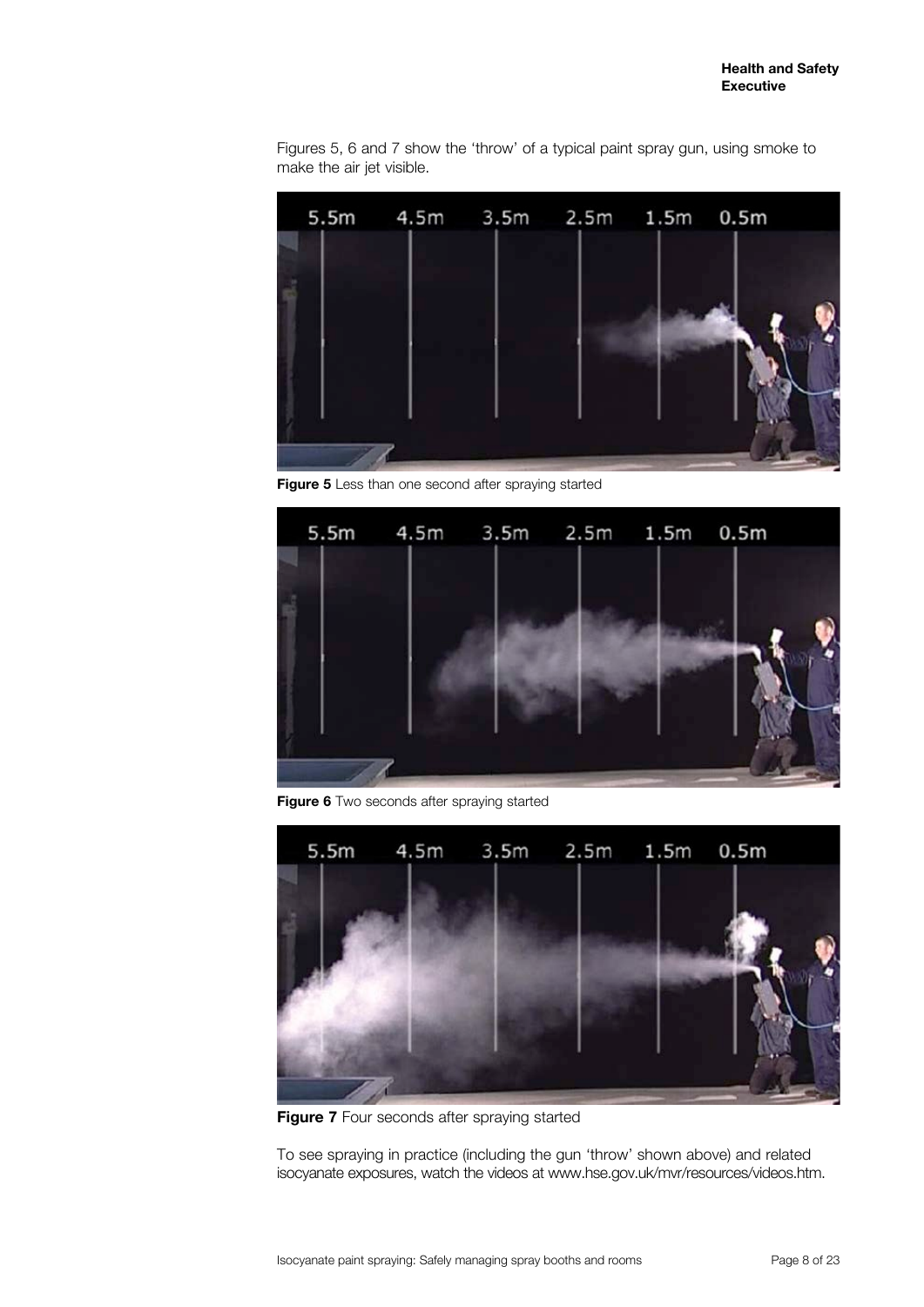Figures 5, 6 and 7 show the 'throw' of a typical paint spray gun, using smoke to make the air jet visible.

**Figure 5** Less than one second after spraying started

**Figure 6** Two seconds after spraying started

**Figure 7** Four seconds after spraying started

To see spraying in practice (including the gun 'throw' shown above) and related isocyanate exposures, watch the videos at www.hse.gov.uk/mvr/resources/videos.htm.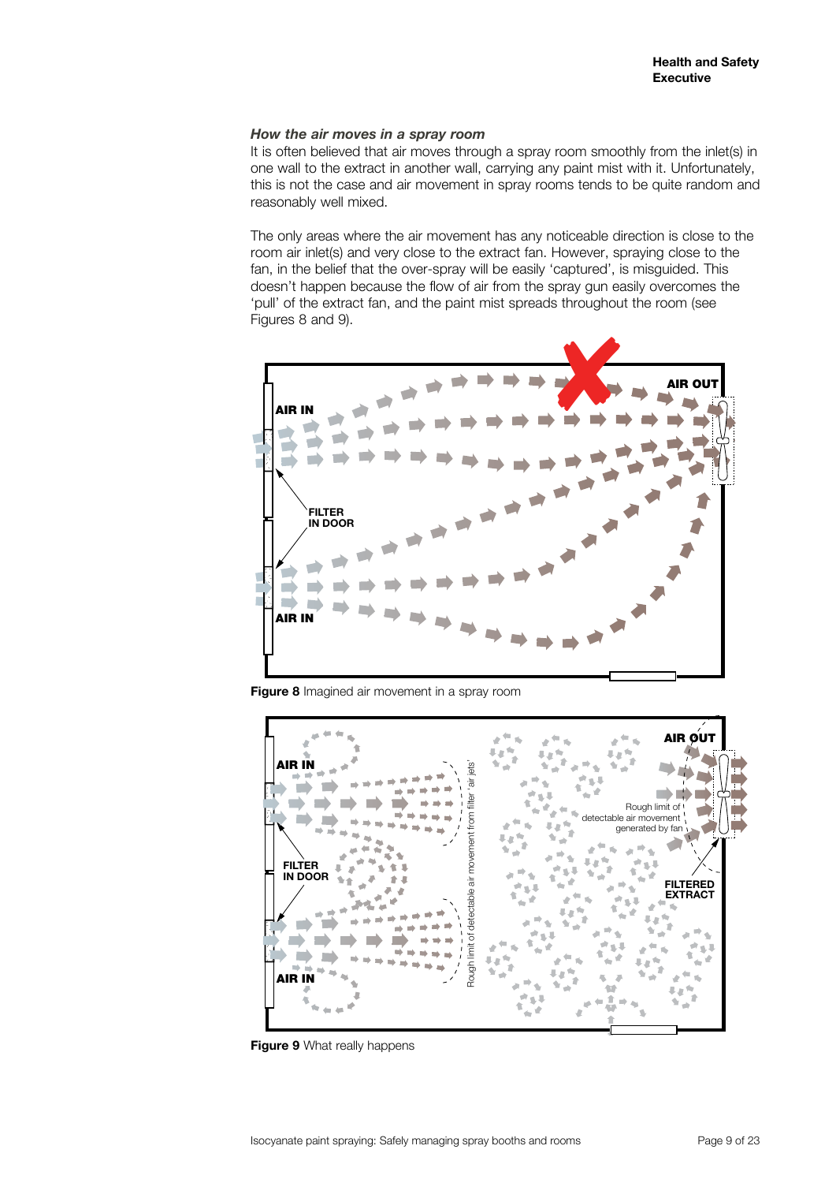### *How the air moves in a spray room*

It is often believed that air moves through a spray room smoothly from the inlet(s) in one wall to the extract in another wall, carrying any paint mist with it. Unfortunately, this is not the case and air movement in spray rooms tends to be quite random and reasonably well mixed.

The only areas where the air movement has any noticeable direction is close to the room air inlet(s) and very close to the extract fan. However, spraying close to the fan, in the belief that the over-spray will be easily 'captured', is misguided. This doesn't happen because the flow of air from the spray gun easily overcomes the 'pull' of the extract fan, and the paint mist spreads throughout the room (see Figures 8 and 9).

**Figure 8** Imagined air movement in a spray room

**Figure 9** What really happens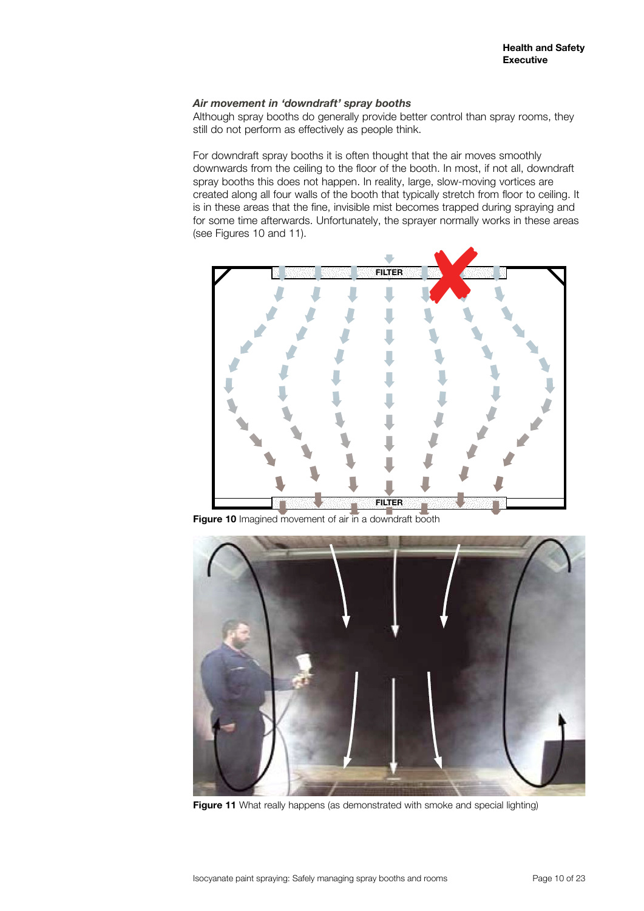### *Air movement in 'downdraft' spray booths*

Although spray booths do generally provide better control than spray rooms, they still do not perform as effectively as people think.

For downdraft spray booths it is often thought that the air moves smoothly downwards from the ceiling to the floor of the booth. In most, if not all, downdraft spray booths this does not happen. In reality, large, slow-moving vortices are created along all four walls of the booth that typically stretch from floor to ceiling. It is in these areas that the fine, invisible mist becomes trapped during spraying and for some time afterwards. Unfortunately, the sprayer normally works in these areas (see Figures 10 and 11).

**Figure 10** Imagined movement of air in a downdraft booth

**Figure 11** What really happens (as demonstrated with smoke and special lighting)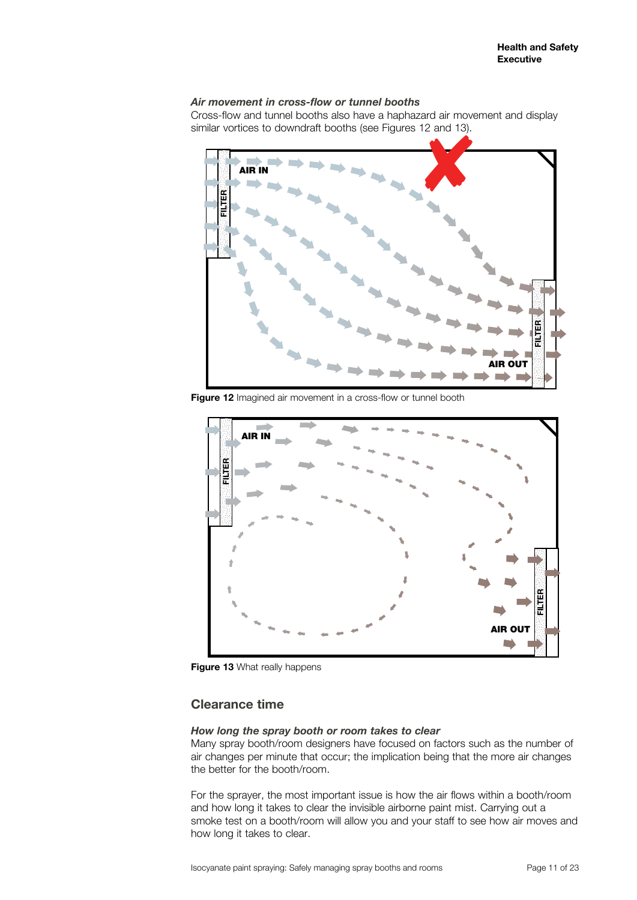### *Air movement in cross-flow or tunnel booths*

Cross-flow and tunnel booths also have a haphazard air movement and display similar vortices to downdraft booths (see Figures 12 and 13).

**Figure 12** Imagined air movement in a cross-flow or tunnel booth

**Figure 13** What really happens

## Clearance time

### *How long the spray booth or room takes to clear*

Many spray booth/room designers have focused on factors such as the number of air changes per minute that occur; the implication being that the more air changes the better for the booth/room.

For the sprayer, the most important issue is how the air flows within a booth/room and how long it takes to clear the invisible airborne paint mist. Carrying out a smoke test on a booth/room will allow you and your staff to see how air moves and how long it takes to clear.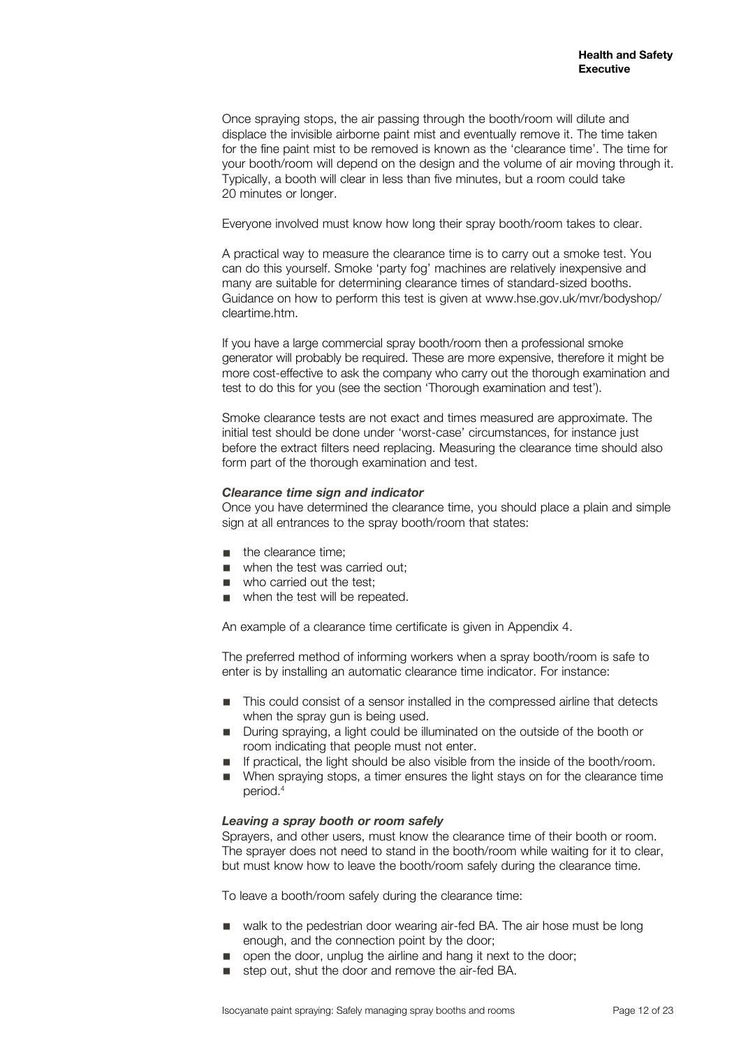Once spraying stops, the air passing through the booth/room will dilute and displace the invisible airborne paint mist and eventually remove it. The time taken for the fine paint mist to be removed is known as the 'clearance time'. The time for your booth/room will depend on the design and the volume of air moving through it. Typically, a booth will clear in less than five minutes, but a room could take 20 minutes or longer.

Everyone involved must know how long their spray booth/room takes to clear.

A practical way to measure the clearance time is to carry out a smoke test. You can do this yourself. Smoke 'party fog' machines are relatively inexpensive and many are suitable for determining clearance times of standard-sized booths. Guidance on how to perform this test is given at www.hse.gov.uk/mvr/bodyshop/cleartime.htm.

If you have a large commercial spray booth/room then a professional smoke generator will probably be required. These are more expensive, therefore it might be more cost-effective to ask the company who carry out the thorough examination and test to do this for you (see the section 'Thorough examination and test').

Smoke clearance tests are not exact and times measured are approximate. The initial test should be done under 'worst-case' circumstances, for instance just before the extract filters need replacing. Measuring the clearance time should also form part of the thorough examination and test.

#### *Clearance time sign and indicator*

Once you have determined the clearance time, you should place a plain and simple sign at all entrances to the spray booth/room that states:

- the clearance time;
- when the test was carried out;
- who carried out the test;
- when the test will be repeated.

An example of a clearance time certificate is given in Appendix 4.

The preferred method of informing workers when a spray booth/room is safe to enter is by installing an automatic clearance time indicator. For instance:

- This could consist of a sensor installed in the compressed airline that detects when the spray gun is being used.
- During spraying, a light could be illuminated on the outside of the booth or room indicating that people must not enter.
- If practical, the light should be also visible from the inside of the booth/room.
- When spraying stops, a timer ensures the light stays on for the clearance time period.[4]

#### *Leaving a spray booth or room safely*

Sprayers, and other users, must know the clearance time of their booth or room. The sprayer does not need to stand in the booth/room while waiting for it to clear, but must know how to leave the booth/room safely during the clearance time.

To leave a booth/room safely during the clearance time:

- walk to the pedestrian door wearing air-fed BA. The air hose must be long enough, and the connection point by the door;
- open the door, unplug the airline and hang it next to the door;
- step out, shut the door and remove the air-fed BA.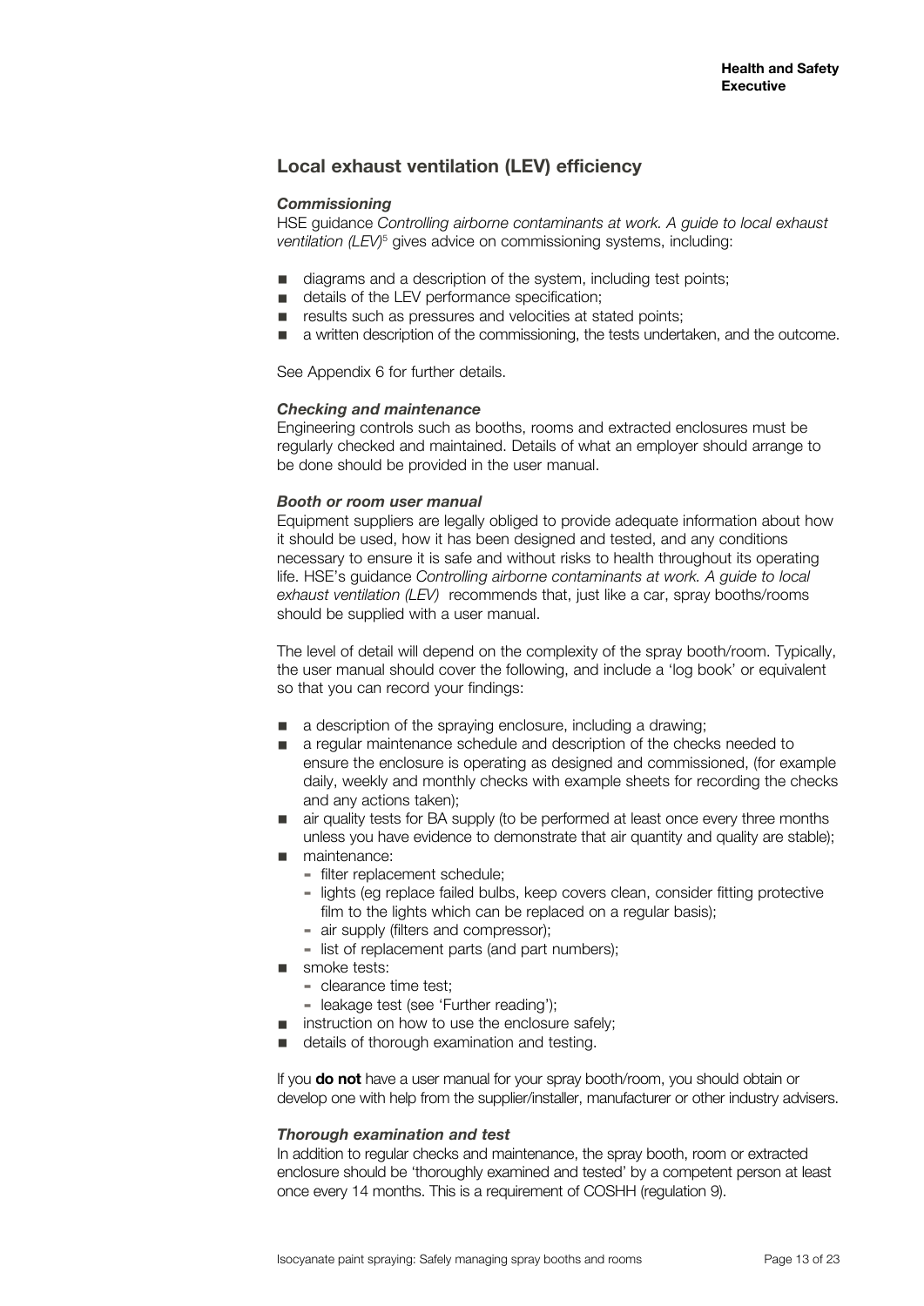## Local exhaust ventilation (LEV) efficiency

### *Commissioning*

HSE guidance *Controlling airborne contaminants at work. A guide to local exhaust ventilation (LEV)*[5] gives advice on commissioning systems, including:

- diagrams and a description of the system, including test points;
- details of the LEV performance specification;
- results such as pressures and velocities at stated points;
- a written description of the commissioning, the tests undertaken, and the outcome.

See Appendix 6 for further details.

### *Checking and maintenance*

Engineering controls such as booths, rooms and extracted enclosures must be regularly checked and maintained. Details of what an employer should arrange to be done should be provided in the user manual.

### *Booth or room user manual*

Equipment suppliers are legally obliged to provide adequate information about how it should be used, how it has been designed and tested, and any conditions necessary to ensure it is safe and without risks to health throughout its operating life. HSE's guidance *Controlling airborne contaminants at work. A guide to local exhaust ventilation (LEV)* recommends that, just like a car, spray booths/rooms should be supplied with a user manual.

The level of detail will depend on the complexity of the spray booth/room. Typically, the user manual should cover the following, and include a 'log book' or equivalent so that you can record your findings:

- a description of the spraying enclosure, including a drawing;
- a regular maintenance schedule and description of the checks needed to ensure the enclosure is operating as designed and commissioned, (for example daily, weekly and monthly checks with example sheets for recording the checks and any actions taken);
- air quality tests for BA supply (to be performed at least once every three months unless you have evidence to demonstrate that air quantity and quality are stable);
- maintenance:
  - filter replacement schedule;
  - lights (eg replace failed bulbs, keep covers clean, consider fitting protective film to the lights which can be replaced on a regular basis);
  - air supply (filters and compressor);
  - list of replacement parts (and part numbers);
- smoke tests:
  - clearance time test;
  - leakage test (see 'Further reading');
- instruction on how to use the enclosure safely;
- details of thorough examination and testing.

If you **do not** have a user manual for your spray booth/room, you should obtain or develop one with help from the supplier/installer, manufacturer or other industry advisers.

### *Thorough examination and test*

In addition to regular checks and maintenance, the spray booth, room or extracted enclosure should be 'thoroughly examined and tested' by a competent person at least once every 14 months. This is a requirement of COSHH (regulation 9).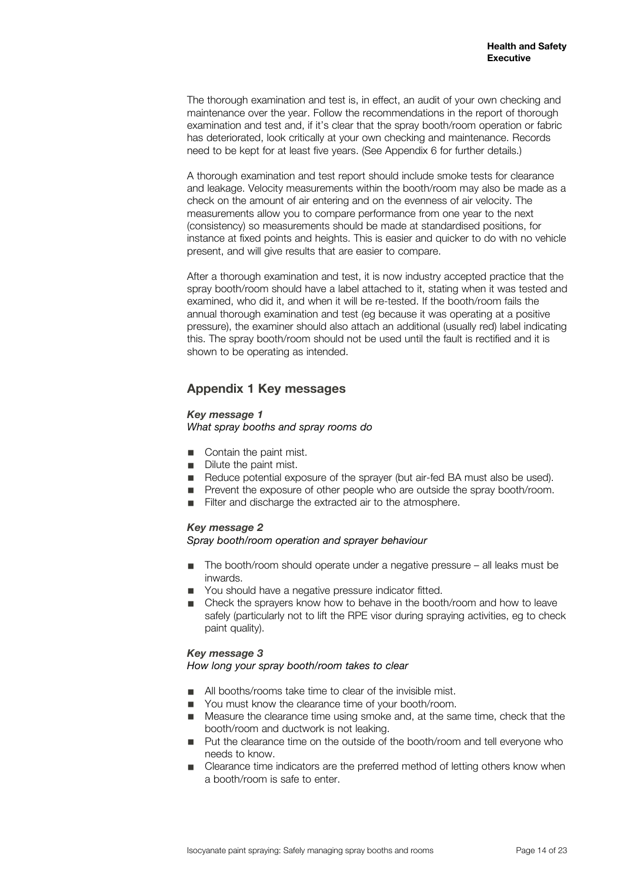The thorough examination and test is, in effect, an audit of your own checking and maintenance over the year. Follow the recommendations in the report of thorough examination and test and, if it's clear that the spray booth/room operation or fabric has deteriorated, look critically at your own checking and maintenance. Records need to be kept for at least five years. (See Appendix 6 for further details.)

A thorough examination and test report should include smoke tests for clearance and leakage. Velocity measurements within the booth/room may also be made as a check on the amount of air entering and on the evenness of air velocity. The measurements allow you to compare performance from one year to the next (consistency) so measurements should be made at standardised positions, for instance at fixed points and heights. This is easier and quicker to do with no vehicle present, and will give results that are easier to compare.

After a thorough examination and test, it is now industry accepted practice that the spray booth/room should have a label attached to it, stating when it was tested and examined, who did it, and when it will be re-tested. If the booth/room fails the annual thorough examination and test (eg because it was operating at a positive pressure), the examiner should also attach an additional (usually red) label indicating this. The spray booth/room should not be used until the fault is rectified and it is shown to be operating as intended.

## Appendix 1 Key messages

***Key message 1***
*What spray booths and spray rooms do*

- Contain the paint mist.
- Dilute the paint mist.
- Reduce potential exposure of the sprayer (but air-fed BA must also be used).
- Prevent the exposure of other people who are outside the spray booth/room.
- Filter and discharge the extracted air to the atmosphere.

***Key message 2***
*Spray booth/room operation and sprayer behaviour*

- The booth/room should operate under a negative pressure – all leaks must be inwards.
- You should have a negative pressure indicator fitted.
- Check the sprayers know how to behave in the booth/room and how to leave safely (particularly not to lift the RPE visor during spraying activities, eg to check paint quality).

***Key message 3***
*How long your spray booth/room takes to clear*

- All booths/rooms take time to clear of the invisible mist.
- You must know the clearance time of your booth/room.
- Measure the clearance time using smoke and, at the same time, check that the booth/room and ductwork is not leaking.
- Put the clearance time on the outside of the booth/room and tell everyone who needs to know.
- Clearance time indicators are the preferred method of letting others know when a booth/room is safe to enter.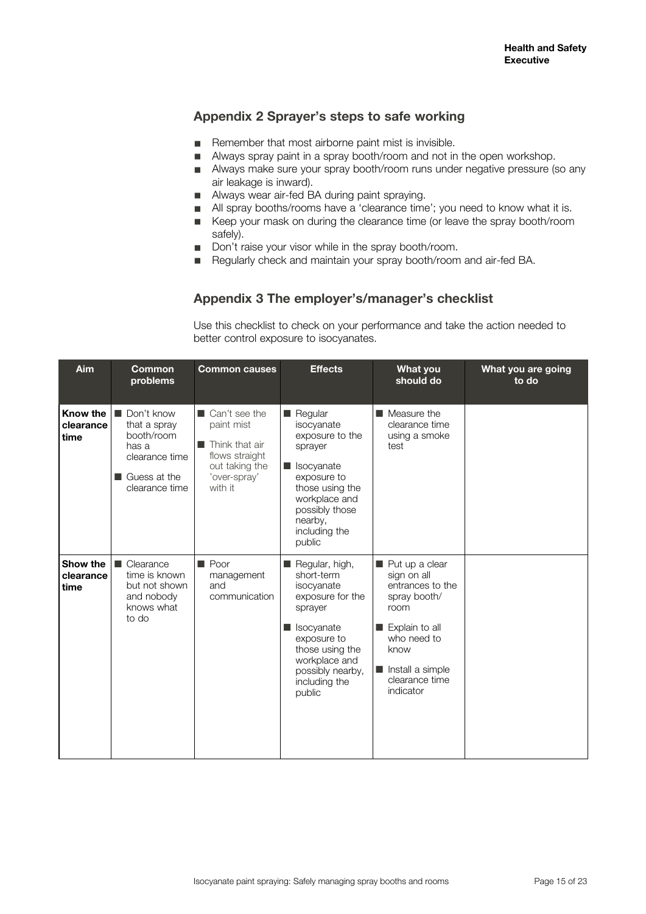## Appendix 2 Sprayer's steps to safe working

- Remember that most airborne paint mist is invisible.
- Always spray paint in a spray booth/room and not in the open workshop.
- Always make sure your spray booth/room runs under negative pressure (so any air leakage is inward).
- Always wear air-fed BA during paint spraying.
- All spray booths/rooms have a 'clearance time'; you need to know what it is.
- Keep your mask on during the clearance time (or leave the spray booth/room safely).
- Don't raise your visor while in the spray booth/room.
- Regularly check and maintain your spray booth/room and air-fed BA.

## Appendix 3 The employer's/manager's checklist

Use this checklist to check on your performance and take the action needed to better control exposure to isocyanates.

| Aim | Common problems | Common causes | Effects | What you should do | What you are going to do |
|---|---|---|---|---|---|
| **Know the clearance time** | ■ Don't know that a spray booth/room has a clearance time<br>■ Guess at the clearance time | ■ Can't see the paint mist<br>■ Think that air flows straight out taking the 'over-spray' with it | ■ Regular isocyanate exposure to the sprayer<br>■ Isocyanate exposure to those using the workplace and possibly those nearby, including the public | ■ Measure the clearance time using a smoke test | |
| **Show the clearance time** | ■ Clearance time is known but not shown and nobody knows what to do | ■ Poor management and communication | ■ Regular, high, short-term isocyanate exposure for the sprayer<br>■ Isocyanate exposure to those using the workplace and possibly nearby, including the public | ■ Put up a clear sign on all entrances to the spray booth/room<br>■ Explain to all who need to know<br>■ Install a simple clearance time indicator | |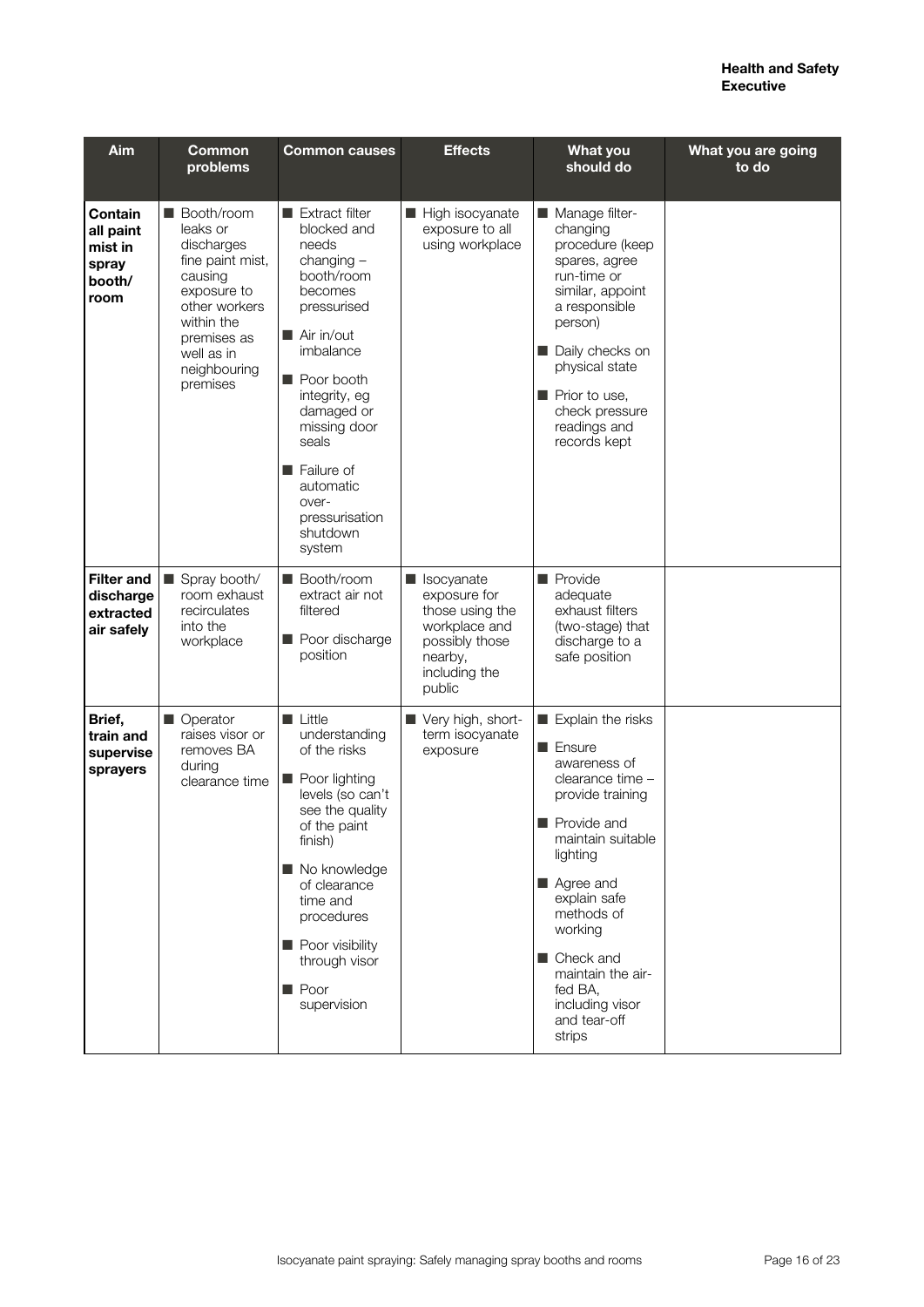| Aim | Common problems | Common causes | Effects | What you should do | What you are going to do |
|---|---|---|---|---|---|
| **Contain all paint mist in spray booth/ room** | ■ Booth/room leaks or discharges fine paint mist, causing exposure to other workers within the premises as well as in neighbouring premises | ■ Extract filter blocked and needs changing – booth/room becomes pressurised<br>■ Air in/out imbalance<br>■ Poor booth integrity, eg damaged or missing door seals<br>■ Failure of automatic over-pressurisation shutdown system | ■ High isocyanate exposure to all using workplace | ■ Manage filter-changing procedure (keep spares, agree run-time or similar, appoint a responsible person)<br>■ Daily checks on physical state<br>■ Prior to use, check pressure readings and records kept | |
| **Filter and discharge extracted air safely** | ■ Spray booth/ room exhaust recirculates into the workplace | ■ Booth/room extract air not filtered<br>■ Poor discharge position | ■ Isocyanate exposure for those using the workplace and possibly those nearby, including the public | ■ Provide adequate exhaust filters (two-stage) that discharge to a safe position | |
| **Brief, train and supervise sprayers** | ■ Operator raises visor or removes BA during clearance time | ■ Little understanding of the risks<br>■ Poor lighting levels (so can't see the quality of the paint finish)<br>■ No knowledge of clearance time and procedures<br>■ Poor visibility through visor<br>■ Poor supervision | ■ Very high, short-term isocyanate exposure | ■ Explain the risks<br>■ Ensure awareness of clearance time – provide training<br>■ Provide and maintain suitable lighting<br>■ Agree and explain safe methods of working<br>■ Check and maintain the air-fed BA, including visor and tear-off strips | |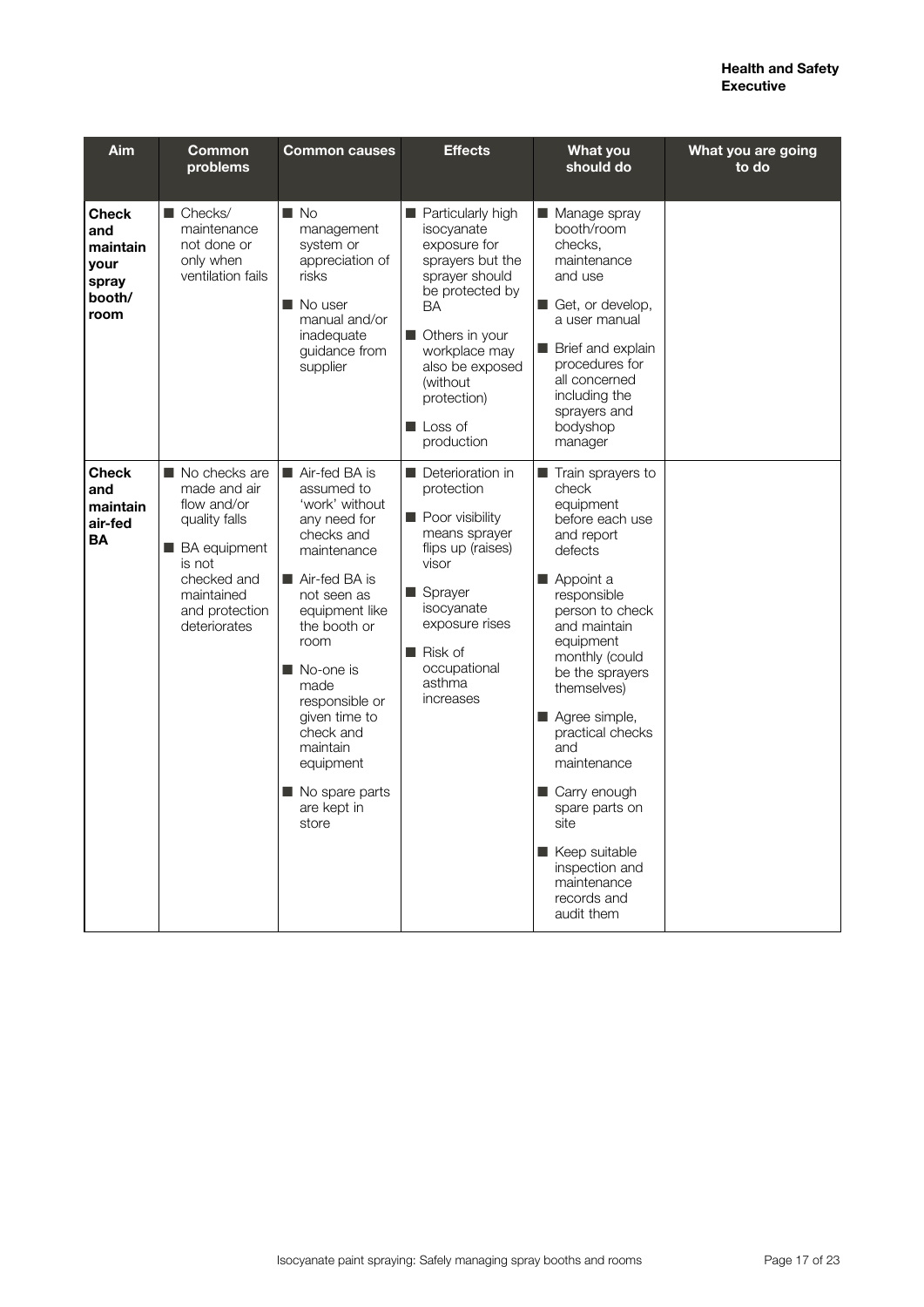| Aim | Common problems | Common causes | Effects | What you should do | What you are going to do |
|---|---|---|---|---|---|
| **Check and maintain your spray booth/ room** | ■ Checks/ maintenance not done or only when ventilation fails | ■ No management system or appreciation of risks<br>■ No user manual and/or inadequate guidance from supplier | ■ Particularly high isocyanate exposure for sprayers but the sprayer should be protected by BA<br>■ Others in your workplace may also be exposed (without protection)<br>■ Loss of production | ■ Manage spray booth/room checks, maintenance and use<br>■ Get, or develop, a user manual<br>■ Brief and explain procedures for all concerned including the sprayers and bodyshop manager | |
| **Check and maintain air-fed BA** | ■ No checks are made and air flow and/or quality falls<br>■ BA equipment is not checked and maintained and protection deteriorates | ■ Air-fed BA is assumed to 'work' without any need for checks and maintenance<br>■ Air-fed BA is not seen as equipment like the booth or room<br>■ No-one is made responsible or given time to check and maintain equipment<br>■ No spare parts are kept in store | ■ Deterioration in protection<br>■ Poor visibility means sprayer flips up (raises) visor<br>■ Sprayer isocyanate exposure rises<br>■ Risk of occupational asthma increases | ■ Train sprayers to check equipment before each use and report defects<br>■ Appoint a responsible person to check and maintain equipment monthly (could be the sprayers themselves)<br>■ Agree simple, practical checks and maintenance<br>■ Carry enough spare parts on site<br>■ Keep suitable inspection and maintenance records and audit them | |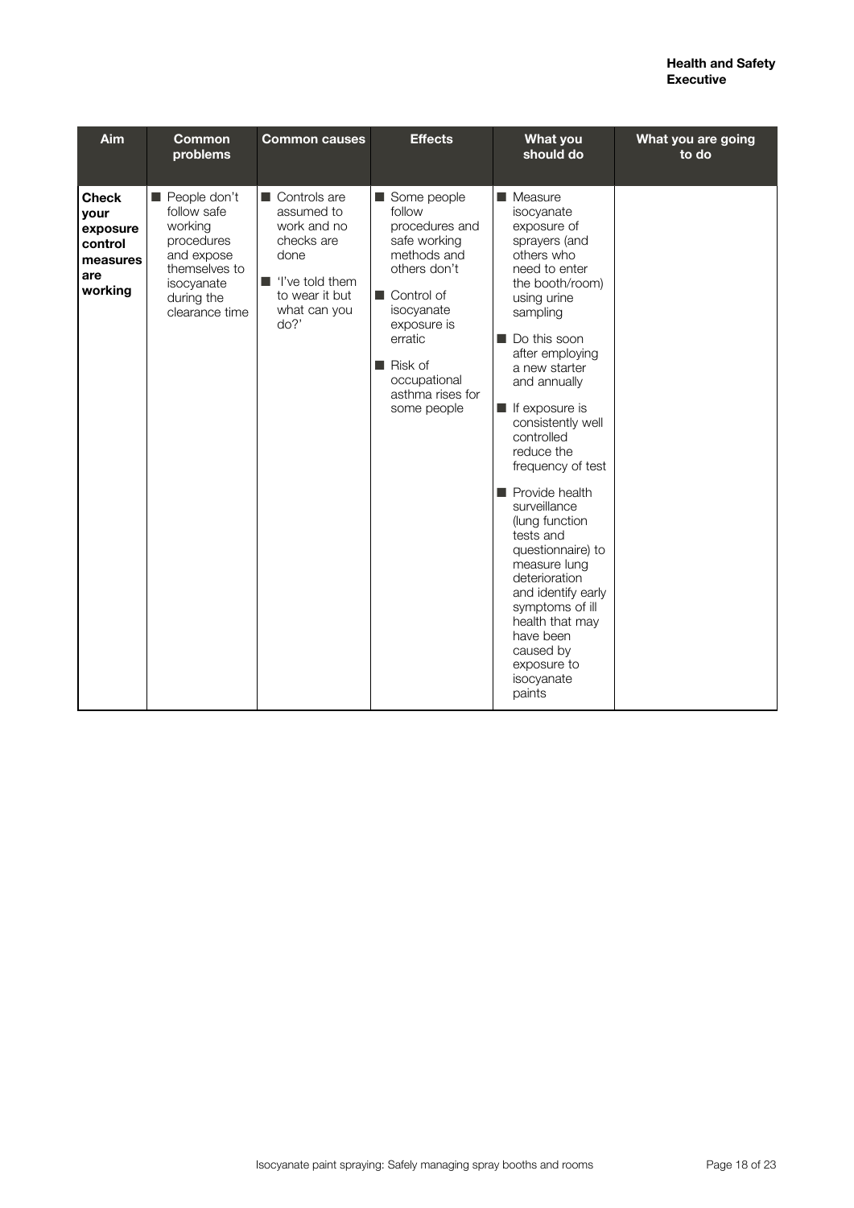| Aim | Common problems | Common causes | Effects | What you should do | What you are going to do |
|---|---|---|---|---|---|
| **Check your exposure control measures are working** | ■ People don't follow safe working procedures and expose themselves to isocyanate during the clearance time | ■ Controls are assumed to work and no checks are done<br>■ 'I've told them to wear it but what can you do?' | ■ Some people follow procedures and safe working methods and others don't<br>■ Control of isocyanate exposure is erratic<br>■ Risk of occupational asthma rises for some people | ■ Measure isocyanate exposure of sprayers (and others who need to enter the booth/room) using urine sampling<br>■ Do this soon after employing a new starter and annually<br>■ If exposure is consistently well controlled reduce the frequency of test<br>■ Provide health surveillance (lung function tests and questionnaire) to measure lung deterioration and identify early symptoms of ill health that may have been caused by exposure to isocyanate paints | |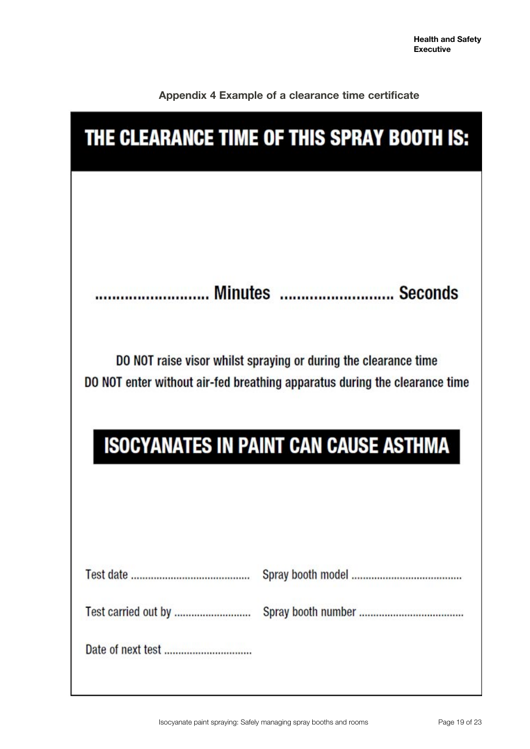## Appendix 4 Example of a clearance time certificate

# THE CLEARANCE TIME OF THIS SPRAY BOOTH IS:

.......................... Minutes .......................... Seconds

DO NOT raise visor whilst spraying or during the clearance time

DO NOT enter without air-fed breathing apparatus during the clearance time

## ISOCYANATES IN PAINT CAN CAUSE ASTHMA

Test date .......................................... Spray booth model .......................................

Test carried out by ........................... Spray booth number ....................................

Date of next test ...............................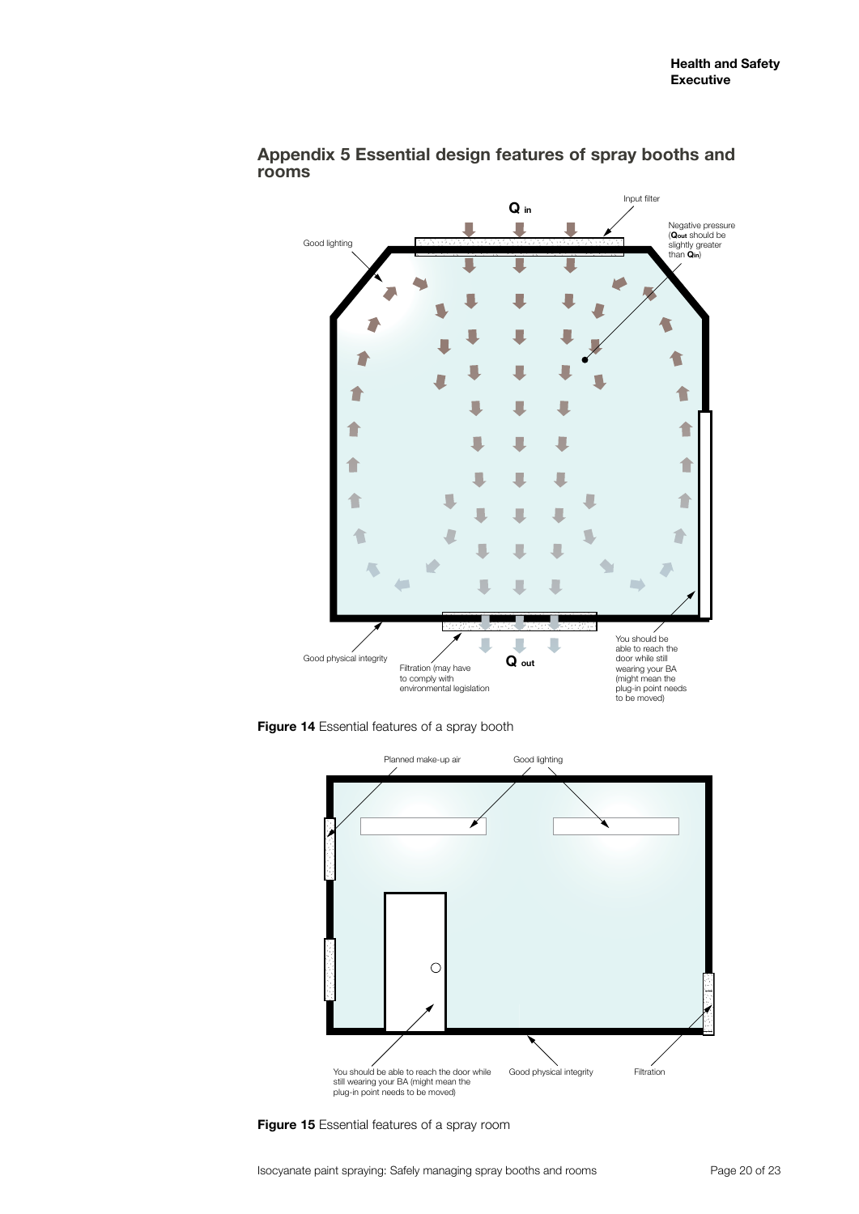## Appendix 5 Essential design features of spray booths and rooms

$Q_{in}$

Input filter

Negative pressure ($Q_{out}$ should be slightly greater than $Q_{in}$)

Good lighting

Good physical integrity

Filtration (may have to comply with environmental legislation

$Q_{out}$

You should be able to reach the door while still wearing your BA (might mean the plug-in point needs to be moved)

**Figure 14** Essential features of a spray booth

Planned make-up air

Good lighting

You should be able to reach the door while still wearing your BA (might mean the plug-in point needs to be moved)

Good physical integrity

Filtration

**Figure 15** Essential features of a spray room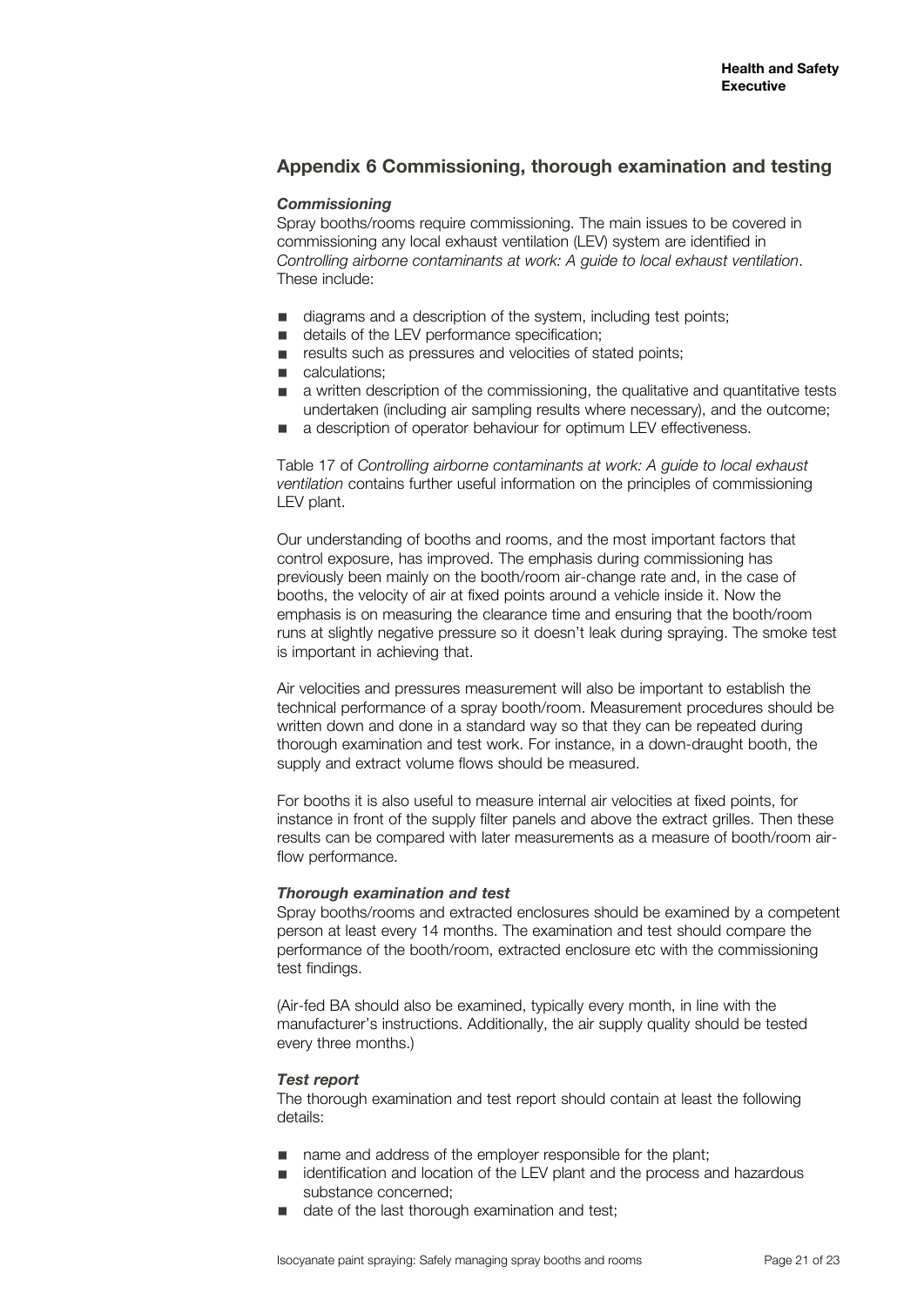## Appendix 6 Commissioning, thorough examination and testing

### *Commissioning*

Spray booths/rooms require commissioning. The main issues to be covered in commissioning any local exhaust ventilation (LEV) system are identified in *Controlling airborne contaminants at work: A guide to local exhaust ventilation*. These include:

- diagrams and a description of the system, including test points;
- details of the LEV performance specification;
- results such as pressures and velocities of stated points;
- calculations;
- a written description of the commissioning, the qualitative and quantitative tests undertaken (including air sampling results where necessary), and the outcome;
- a description of operator behaviour for optimum LEV effectiveness.

Table 17 of *Controlling airborne contaminants at work: A guide to local exhaust ventilation* contains further useful information on the principles of commissioning LEV plant.

Our understanding of booths and rooms, and the most important factors that control exposure, has improved. The emphasis during commissioning has previously been mainly on the booth/room air-change rate and, in the case of booths, the velocity of air at fixed points around a vehicle inside it. Now the emphasis is on measuring the clearance time and ensuring that the booth/room runs at slightly negative pressure so it doesn't leak during spraying. The smoke test is important in achieving that.

Air velocities and pressures measurement will also be important to establish the technical performance of a spray booth/room. Measurement procedures should be written down and done in a standard way so that they can be repeated during thorough examination and test work. For instance, in a down-draught booth, the supply and extract volume flows should be measured.

For booths it is also useful to measure internal air velocities at fixed points, for instance in front of the supply filter panels and above the extract grilles. Then these results can be compared with later measurements as a measure of booth/room air-flow performance.

### *Thorough examination and test*

Spray booths/rooms and extracted enclosures should be examined by a competent person at least every 14 months. The examination and test should compare the performance of the booth/room, extracted enclosure etc with the commissioning test findings.

(Air-fed BA should also be examined, typically every month, in line with the manufacturer's instructions. Additionally, the air supply quality should be tested every three months.)

### *Test report*

The thorough examination and test report should contain at least the following details:

- name and address of the employer responsible for the plant;
- identification and location of the LEV plant and the process and hazardous substance concerned;
- date of the last thorough examination and test;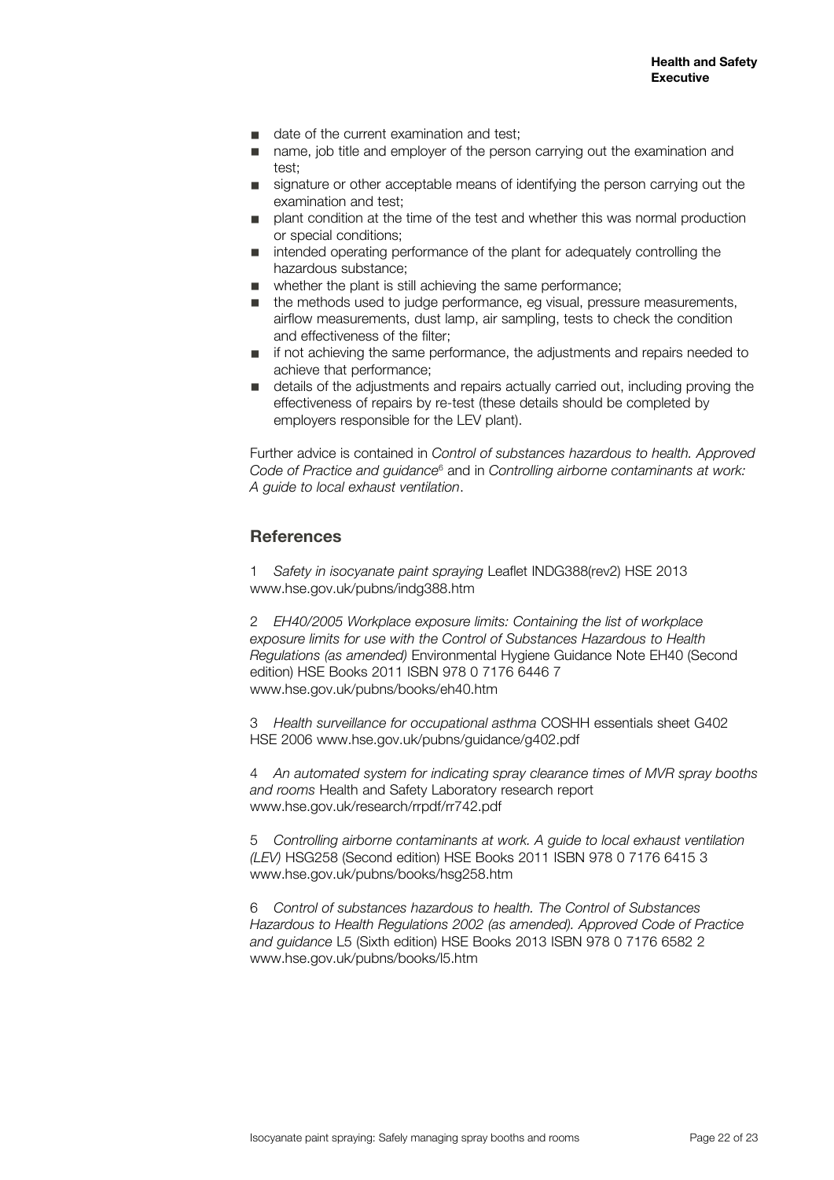- date of the current examination and test;
- name, job title and employer of the person carrying out the examination and test;
- signature or other acceptable means of identifying the person carrying out the examination and test;
- plant condition at the time of the test and whether this was normal production or special conditions;
- intended operating performance of the plant for adequately controlling the hazardous substance;
- whether the plant is still achieving the same performance;
- the methods used to judge performance, eg visual, pressure measurements, airflow measurements, dust lamp, air sampling, tests to check the condition and effectiveness of the filter;
- if not achieving the same performance, the adjustments and repairs needed to achieve that performance;
- details of the adjustments and repairs actually carried out, including proving the effectiveness of repairs by re-test (these details should be completed by employers responsible for the LEV plant).

Further advice is contained in *Control of substances hazardous to health. Approved Code of Practice and guidance*[6] and in *Controlling airborne contaminants at work: A guide to local exhaust ventilation*.

## References

1 *Safety in isocyanate paint spraying* Leaflet INDG388(rev2) HSE 2013 www.hse.gov.uk/pubns/indg388.htm

2 *EH40/2005 Workplace exposure limits: Containing the list of workplace exposure limits for use with the Control of Substances Hazardous to Health Regulations (as amended)* Environmental Hygiene Guidance Note EH40 (Second edition) HSE Books 2011 ISBN 978 0 7176 6446 7 www.hse.gov.uk/pubns/books/eh40.htm

3 *Health surveillance for occupational asthma* COSHH essentials sheet G402 HSE 2006 www.hse.gov.uk/pubns/guidance/g402.pdf

4 *An automated system for indicating spray clearance times of MVR spray booths and rooms* Health and Safety Laboratory research report www.hse.gov.uk/research/rrpdf/rr742.pdf

5 *Controlling airborne contaminants at work. A guide to local exhaust ventilation (LEV)* HSG258 (Second edition) HSE Books 2011 ISBN 978 0 7176 6415 3 www.hse.gov.uk/pubns/books/hsg258.htm

6 *Control of substances hazardous to health. The Control of Substances Hazardous to Health Regulations 2002 (as amended). Approved Code of Practice and guidance* L5 (Sixth edition) HSE Books 2013 ISBN 978 0 7176 6582 2 www.hse.gov.uk/pubns/books/l5.htm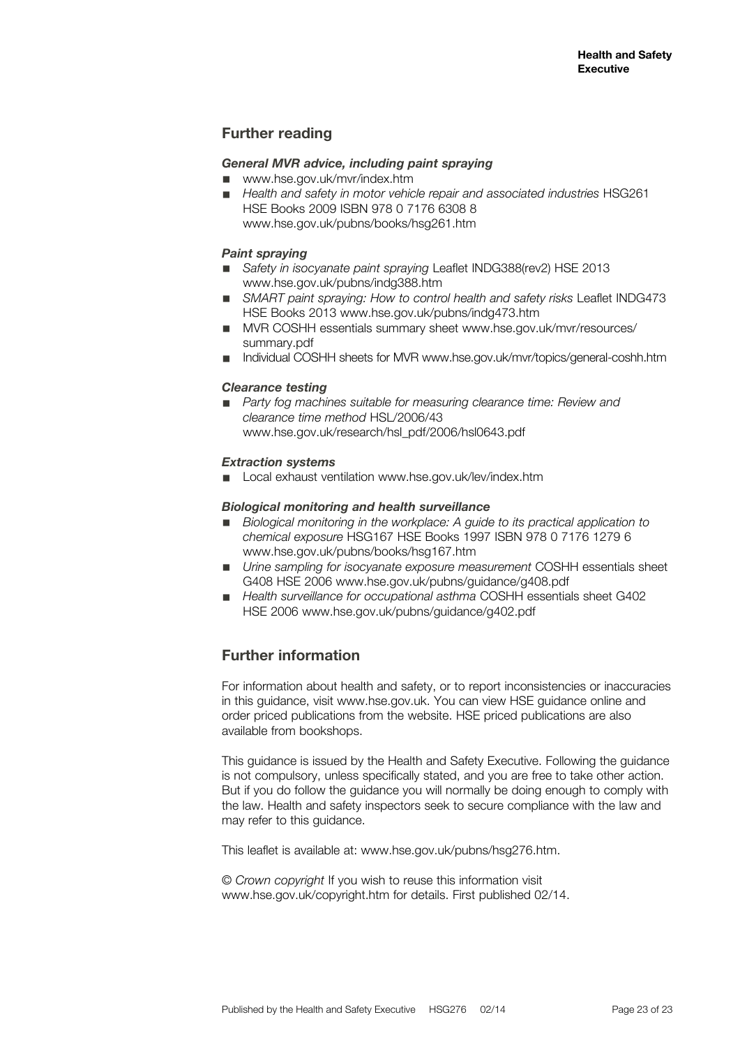## Further reading

### *General MVR advice, including paint spraying*

- www.hse.gov.uk/mvr/index.htm
- *Health and safety in motor vehicle repair and associated industries* HSG261 HSE Books 2009 ISBN 978 0 7176 6308 8 www.hse.gov.uk/pubns/books/hsg261.htm

### *Paint spraying*

- *Safety in isocyanate paint spraying* Leaflet INDG388(rev2) HSE 2013 www.hse.gov.uk/pubns/indg388.htm
- *SMART paint spraying: How to control health and safety risks* Leaflet INDG473 HSE Books 2013 www.hse.gov.uk/pubns/indg473.htm
- MVR COSHH essentials summary sheet www.hse.gov.uk/mvr/resources/summary.pdf
- Individual COSHH sheets for MVR www.hse.gov.uk/mvr/topics/general-coshh.htm

### *Clearance testing*

- *Party fog machines suitable for measuring clearance time: Review and clearance time method* HSL/2006/43 www.hse.gov.uk/research/hsl_pdf/2006/hsl0643.pdf

### *Extraction systems*

- Local exhaust ventilation www.hse.gov.uk/lev/index.htm

### *Biological monitoring and health surveillance*

- *Biological monitoring in the workplace: A guide to its practical application to chemical exposure* HSG167 HSE Books 1997 ISBN 978 0 7176 1279 6 www.hse.gov.uk/pubns/books/hsg167.htm
- *Urine sampling for isocyanate exposure measurement* COSHH essentials sheet G408 HSE 2006 www.hse.gov.uk/pubns/guidance/g408.pdf
- *Health surveillance for occupational asthma* COSHH essentials sheet G402 HSE 2006 www.hse.gov.uk/pubns/guidance/g402.pdf

## Further information

For information about health and safety, or to report inconsistencies or inaccuracies in this guidance, visit www.hse.gov.uk. You can view HSE guidance online and order priced publications from the website. HSE priced publications are also available from bookshops.

This guidance is issued by the Health and Safety Executive. Following the guidance is not compulsory, unless specifically stated, and you are free to take other action. But if you do follow the guidance you will normally be doing enough to comply with the law. Health and safety inspectors seek to secure compliance with the law and may refer to this guidance.

This leaflet is available at: www.hse.gov.uk/pubns/hsg276.htm.

© *Crown copyright* If you wish to reuse this information visit www.hse.gov.uk/copyright.htm for details. First published 02/14.